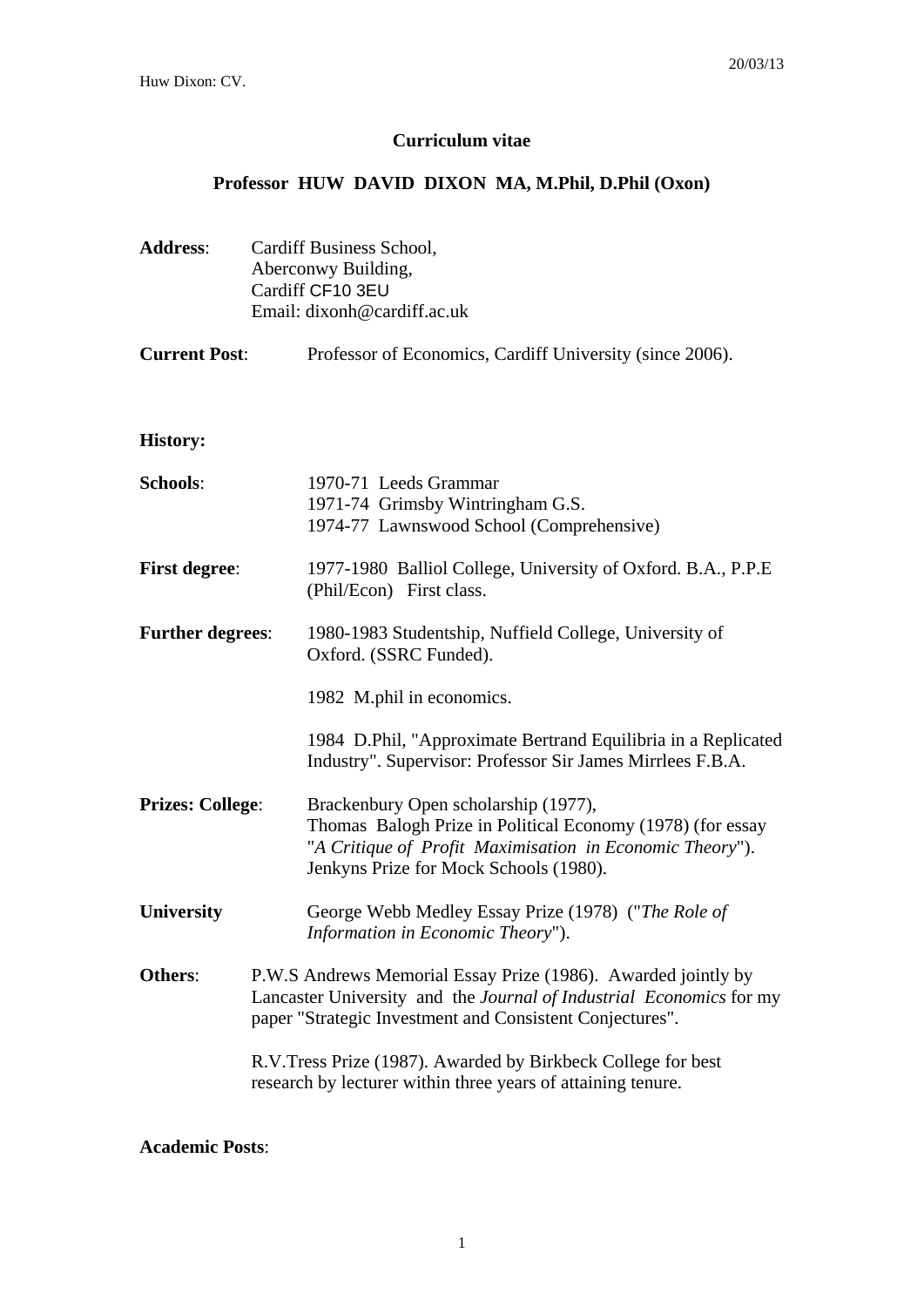# Curriculum vitae

## Professor HUW DAVID DIXON MA, M.Phil, D.Phil (Oxon)

**Address**: Cardiff Business School,
Aberconwy Building,
Cardiff CF10 3EU
Email: dixonh@cardiff.ac.uk

**Current Post**: Professor of Economics, Cardiff University (since 2006).

**History:**

**Schools**:
1970-71 Leeds Grammar
1971-74 Grimsby Wintringham G.S.
1974-77 Lawnswood School (Comprehensive)

**First degree**: 1977-1980 Balliol College, University of Oxford. B.A., P.P.E (Phil/Econ) First class.

**Further degrees**: 1980-1983 Studentship, Nuffield College, University of Oxford. (SSRC Funded).

1982 M.phil in economics.

1984 D.Phil, "Approximate Bertrand Equilibria in a Replicated Industry". Supervisor: Professor Sir James Mirrlees F.B.A.

**Prizes: College**:
Brackenbury Open scholarship (1977),
Thomas Balogh Prize in Political Economy (1978) (for essay "*A Critique of Profit Maximisation in Economic Theory*").
Jenkyns Prize for Mock Schools (1980).

**University** George Webb Medley Essay Prize (1978) ("*The Role of Information in Economic Theory*").

**Others**: P.W.S Andrews Memorial Essay Prize (1986). Awarded jointly by Lancaster University and the *Journal of Industrial Economics* for my paper "Strategic Investment and Consistent Conjectures".

R.V.Tress Prize (1987). Awarded by Birkbeck College for best research by lecturer within three years of attaining tenure.

**Academic Posts**: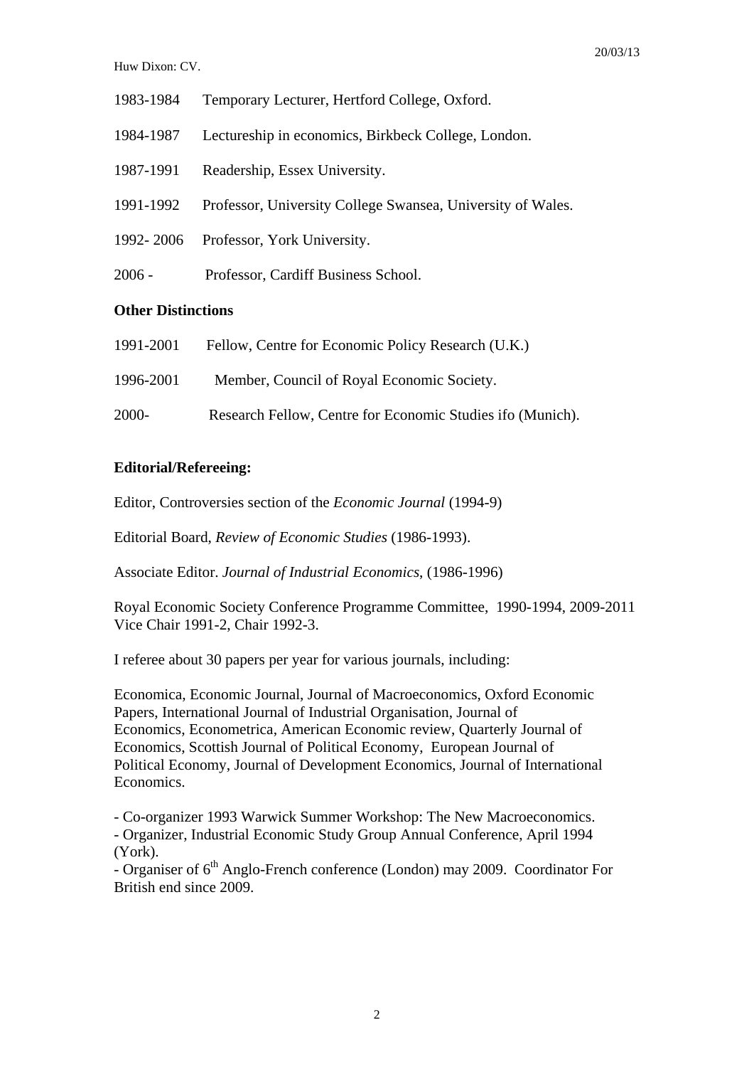1983-1984 Temporary Lecturer, Hertford College, Oxford.

1984-1987 Lectureship in economics, Birkbeck College, London.

1987-1991 Readership, Essex University.

1991-1992 Professor, University College Swansea, University of Wales.

1992- 2006 Professor, York University.

2006 - Professor, Cardiff Business School.

**Other Distinctions**

1991-2001 Fellow, Centre for Economic Policy Research (U.K.)

1996-2001 Member, Council of Royal Economic Society.

2000- Research Fellow, Centre for Economic Studies ifo (Munich).

**Editorial/Refereeing:**

Editor, Controversies section of the *Economic Journal* (1994-9)

Editorial Board, *Review of Economic Studies* (1986-1993).

Associate Editor. *Journal of Industrial Economics*, (1986-1996)

Royal Economic Society Conference Programme Committee, 1990-1994, 2009-2011 Vice Chair 1991-2, Chair 1992-3.

I referee about 30 papers per year for various journals, including:

Economica, Economic Journal, Journal of Macroeconomics, Oxford Economic Papers, International Journal of Industrial Organisation, Journal of Economics, Econometrica, American Economic review, Quarterly Journal of Economics, Scottish Journal of Political Economy, European Journal of Political Economy, Journal of Development Economics, Journal of International Economics.

- Co-organizer 1993 Warwick Summer Workshop: The New Macroeconomics.
- Organizer, Industrial Economic Study Group Annual Conference, April 1994 (York).
- Organiser of 6th Anglo-French conference (London) may 2009. Coordinator For British end since 2009.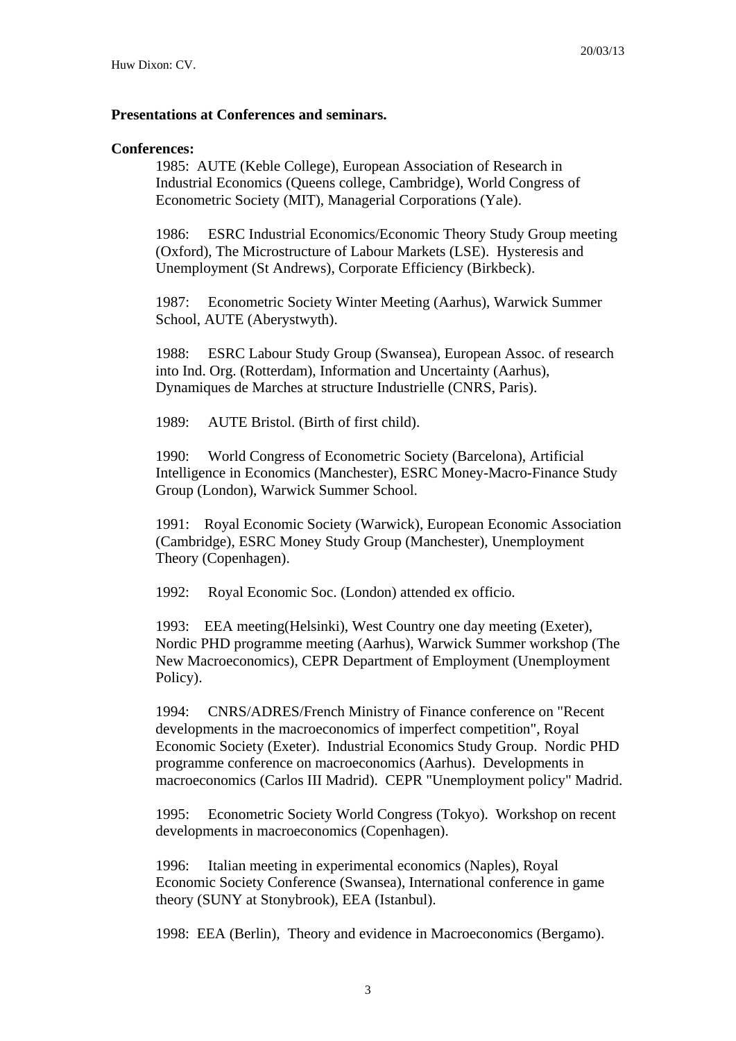## Presentations at Conferences and seminars.

**Conferences:**

1985: AUTE (Keble College), European Association of Research in Industrial Economics (Queens college, Cambridge), World Congress of Econometric Society (MIT), Managerial Corporations (Yale).

1986: ESRC Industrial Economics/Economic Theory Study Group meeting (Oxford), The Microstructure of Labour Markets (LSE). Hysteresis and Unemployment (St Andrews), Corporate Efficiency (Birkbeck).

1987: Econometric Society Winter Meeting (Aarhus), Warwick Summer School, AUTE (Aberystwyth).

1988: ESRC Labour Study Group (Swansea), European Assoc. of research into Ind. Org. (Rotterdam), Information and Uncertainty (Aarhus), Dynamiques de Marches at structure Industrielle (CNRS, Paris).

1989: AUTE Bristol. (Birth of first child).

1990: World Congress of Econometric Society (Barcelona), Artificial Intelligence in Economics (Manchester), ESRC Money-Macro-Finance Study Group (London), Warwick Summer School.

1991: Royal Economic Society (Warwick), European Economic Association (Cambridge), ESRC Money Study Group (Manchester), Unemployment Theory (Copenhagen).

1992: Royal Economic Soc. (London) attended ex officio.

1993: EEA meeting(Helsinki), West Country one day meeting (Exeter), Nordic PHD programme meeting (Aarhus), Warwick Summer workshop (The New Macroeconomics), CEPR Department of Employment (Unemployment Policy).

1994: CNRS/ADRES/French Ministry of Finance conference on "Recent developments in the macroeconomics of imperfect competition", Royal Economic Society (Exeter). Industrial Economics Study Group. Nordic PHD programme conference on macroeconomics (Aarhus). Developments in macroeconomics (Carlos III Madrid). CEPR "Unemployment policy" Madrid.

1995: Econometric Society World Congress (Tokyo). Workshop on recent developments in macroeconomics (Copenhagen).

1996: Italian meeting in experimental economics (Naples), Royal Economic Society Conference (Swansea), International conference in game theory (SUNY at Stonybrook), EEA (Istanbul).

1998: EEA (Berlin), Theory and evidence in Macroeconomics (Bergamo).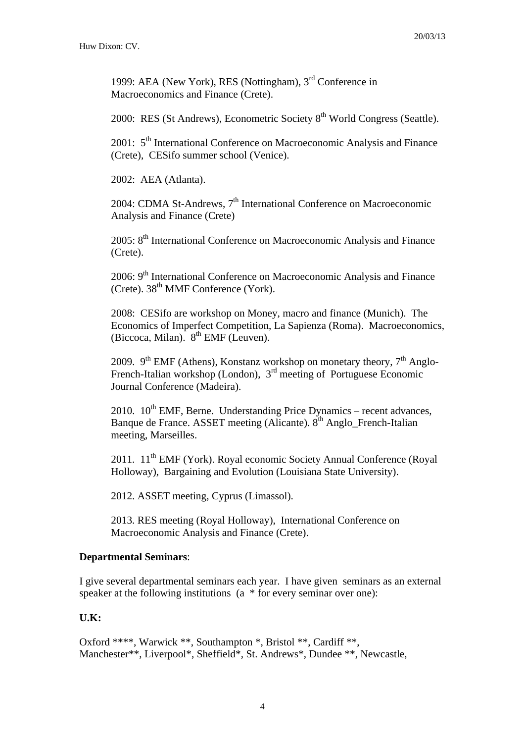1999: AEA (New York), RES (Nottingham), 3rd Conference in Macroeconomics and Finance (Crete).

2000: RES (St Andrews), Econometric Society 8th World Congress (Seattle).

2001: 5th International Conference on Macroeconomic Analysis and Finance (Crete), CESifo summer school (Venice).

2002: AEA (Atlanta).

2004: CDMA St-Andrews, 7th International Conference on Macroeconomic Analysis and Finance (Crete)

2005: 8th International Conference on Macroeconomic Analysis and Finance (Crete).

2006: 9th International Conference on Macroeconomic Analysis and Finance (Crete). 38th MMF Conference (York).

2008: CESifo are workshop on Money, macro and finance (Munich). The Economics of Imperfect Competition, La Sapienza (Roma). Macroeconomics, (Biccoca, Milan). 8th EMF (Leuven).

2009. 9th EMF (Athens), Konstanz workshop on monetary theory, 7th Anglo-French-Italian workshop (London), 3rd meeting of Portuguese Economic Journal Conference (Madeira).

2010. 10th EMF, Berne. Understanding Price Dynamics – recent advances, Banque de France. ASSET meeting (Alicante). 8th Anglo_French-Italian meeting, Marseilles.

2011. 11th EMF (York). Royal economic Society Annual Conference (Royal Holloway), Bargaining and Evolution (Louisiana State University).

2012. ASSET meeting, Cyprus (Limassol).

2013. RES meeting (Royal Holloway), International Conference on Macroeconomic Analysis and Finance (Crete).

**Departmental Seminars**:

I give several departmental seminars each year. I have given seminars as an external speaker at the following institutions (a * for every seminar over one):

**U.K:**

Oxford ****, Warwick **, Southampton *, Bristol **, Cardiff **, Manchester**, Liverpool*, Sheffield*, St. Andrews*, Dundee **, Newcastle,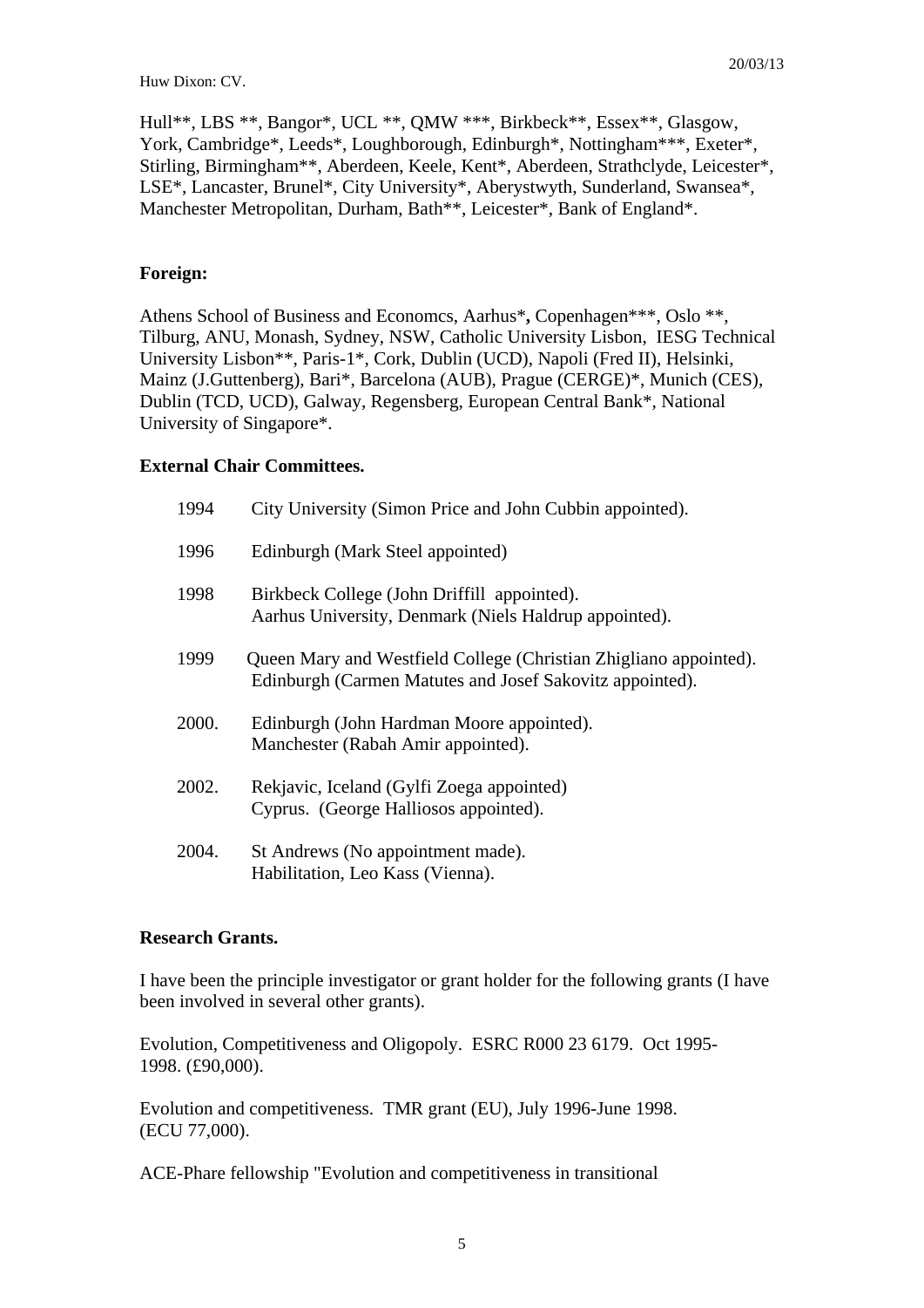Hull**, LBS **, Bangor*, UCL **, QMW ***, Birkbeck**, Essex**, Glasgow, York, Cambridge*, Leeds*, Loughborough, Edinburgh*, Nottingham***, Exeter*, Stirling, Birmingham**, Aberdeen, Keele, Kent*, Aberdeen, Strathclyde, Leicester*, LSE*, Lancaster, Brunel*, City University*, Aberystwyth, Sunderland, Swansea*, Manchester Metropolitan, Durham, Bath**, Leicester*, Bank of England*.

**Foreign:**

Athens School of Business and Economcs, Aarhus***,** Copenhagen***, Oslo **, Tilburg, ANU, Monash, Sydney, NSW, Catholic University Lisbon, IESG Technical University Lisbon**, Paris-1*, Cork, Dublin (UCD), Napoli (Fred II), Helsinki, Mainz (J.Guttenberg), Bari*, Barcelona (AUB), Prague (CERGE)*, Munich (CES), Dublin (TCD, UCD), Galway, Regensberg, European Central Bank*, National University of Singapore*.

**External Chair Committees.**

1994 City University (Simon Price and John Cubbin appointed).

1996 Edinburgh (Mark Steel appointed)

1998 Birkbeck College (John Driffill appointed).
Aarhus University, Denmark (Niels Haldrup appointed).

1999 Queen Mary and Westfield College (Christian Zhigliano appointed).
Edinburgh (Carmen Matutes and Josef Sakovitz appointed).

2000. Edinburgh (John Hardman Moore appointed).
Manchester (Rabah Amir appointed).

2002. Rekjavic, Iceland (Gylfi Zoega appointed)
Cyprus. (George Halliosos appointed).

2004. St Andrews (No appointment made).
Habilitation, Leo Kass (Vienna).

**Research Grants.**

I have been the principle investigator or grant holder for the following grants (I have been involved in several other grants).

Evolution, Competitiveness and Oligopoly. ESRC R000 23 6179. Oct 1995-1998. (£90,000).

Evolution and competitiveness. TMR grant (EU), July 1996-June 1998. (ECU 77,000).

ACE-Phare fellowship "Evolution and competitiveness in transitional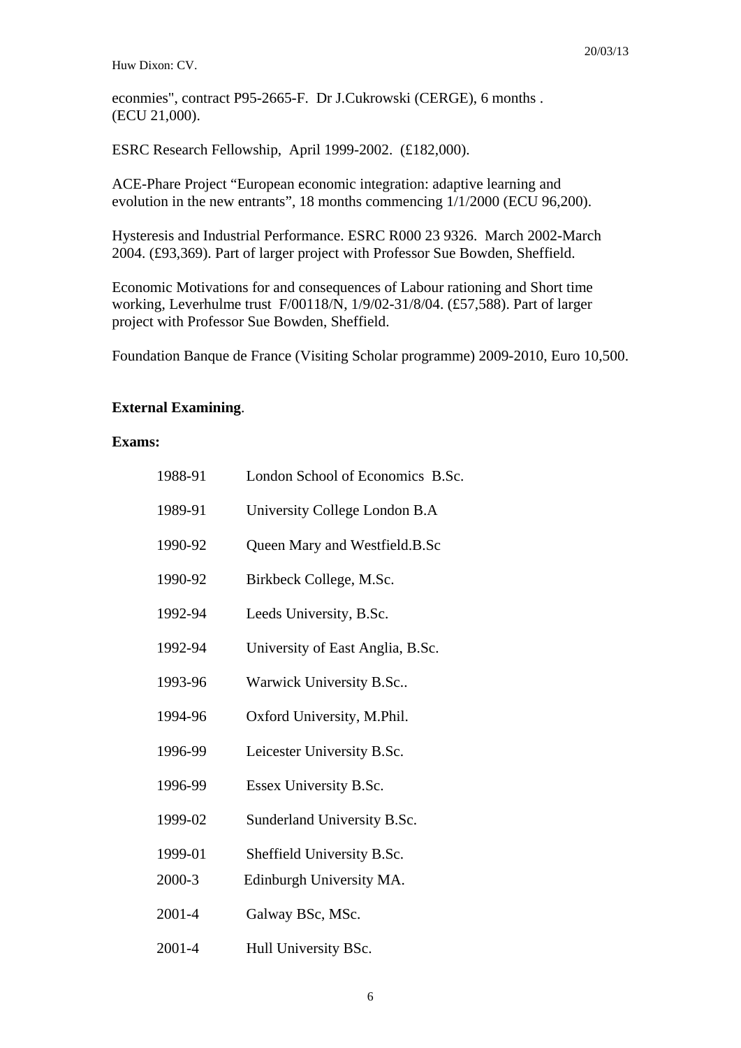econmies", contract P95-2665-F. Dr J.Cukrowski (CERGE), 6 months . (ECU 21,000).

ESRC Research Fellowship, April 1999-2002. (£182,000).

ACE-Phare Project "European economic integration: adaptive learning and evolution in the new entrants", 18 months commencing 1/1/2000 (ECU 96,200).

Hysteresis and Industrial Performance. ESRC R000 23 9326. March 2002-March 2004. (£93,369). Part of larger project with Professor Sue Bowden, Sheffield.

Economic Motivations for and consequences of Labour rationing and Short time working, Leverhulme trust F/00118/N, 1/9/02-31/8/04. (£57,588). Part of larger project with Professor Sue Bowden, Sheffield.

Foundation Banque de France (Visiting Scholar programme) 2009-2010, Euro 10,500.

**External Examining**.

**Exams:**

| | |
|---|---|
| 1988-91 | London School of Economics B.Sc. |
| 1989-91 | University College London B.A |
| 1990-92 | Queen Mary and Westfield.B.Sc |
| 1990-92 | Birkbeck College, M.Sc. |
| 1992-94 | Leeds University, B.Sc. |
| 1992-94 | University of East Anglia, B.Sc. |
| 1993-96 | Warwick University B.Sc.. |
| 1994-96 | Oxford University, M.Phil. |
| 1996-99 | Leicester University B.Sc. |
| 1996-99 | Essex University B.Sc. |
| 1999-02 | Sunderland University B.Sc. |
| 1999-01 | Sheffield University B.Sc. |
| 2000-3 | Edinburgh University MA. |
| 2001-4 | Galway BSc, MSc. |
| 2001-4 | Hull University BSc. |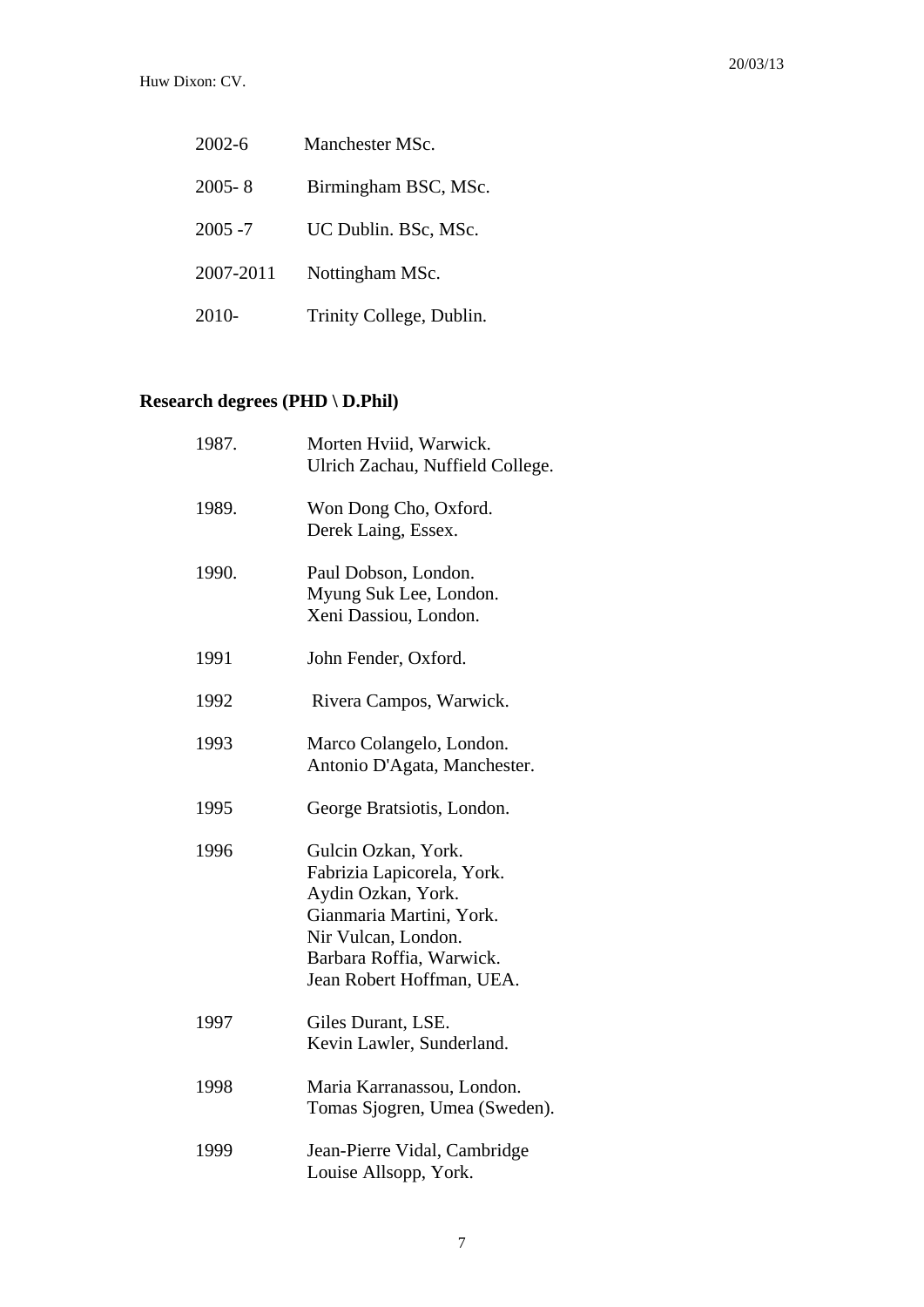| | |
|---|---|
| 2002-6 | Manchester MSc. |
| 2005- 8 | Birmingham BSC, MSc. |
| 2005 -7 | UC Dublin. BSc, MSc. |
| 2007-2011 | Nottingham MSc. |
| 2010- | Trinity College, Dublin. |

**Research degrees (PHD \ D.Phil)**

| | |
|---|---|
| 1987. | Morten Hviid, Warwick.<br>Ulrich Zachau, Nuffield College. |
| 1989. | Won Dong Cho, Oxford.<br>Derek Laing, Essex. |
| 1990. | Paul Dobson, London.<br>Myung Suk Lee, London.<br>Xeni Dassiou, London. |
| 1991 | John Fender, Oxford. |
| 1992 | Rivera Campos, Warwick. |
| 1993 | Marco Colangelo, London.<br>Antonio D'Agata, Manchester. |
| 1995 | George Bratsiotis, London. |
| 1996 | Gulcin Ozkan, York.<br>Fabrizia Lapicorela, York.<br>Aydin Ozkan, York.<br>Gianmaria Martini, York.<br>Nir Vulcan, London.<br>Barbara Roffia, Warwick.<br>Jean Robert Hoffman, UEA. |
| 1997 | Giles Durant, LSE.<br>Kevin Lawler, Sunderland. |
| 1998 | Maria Karranassou, London.<br>Tomas Sjogren, Umea (Sweden). |
| 1999 | Jean-Pierre Vidal, Cambridge<br>Louise Allsopp, York. |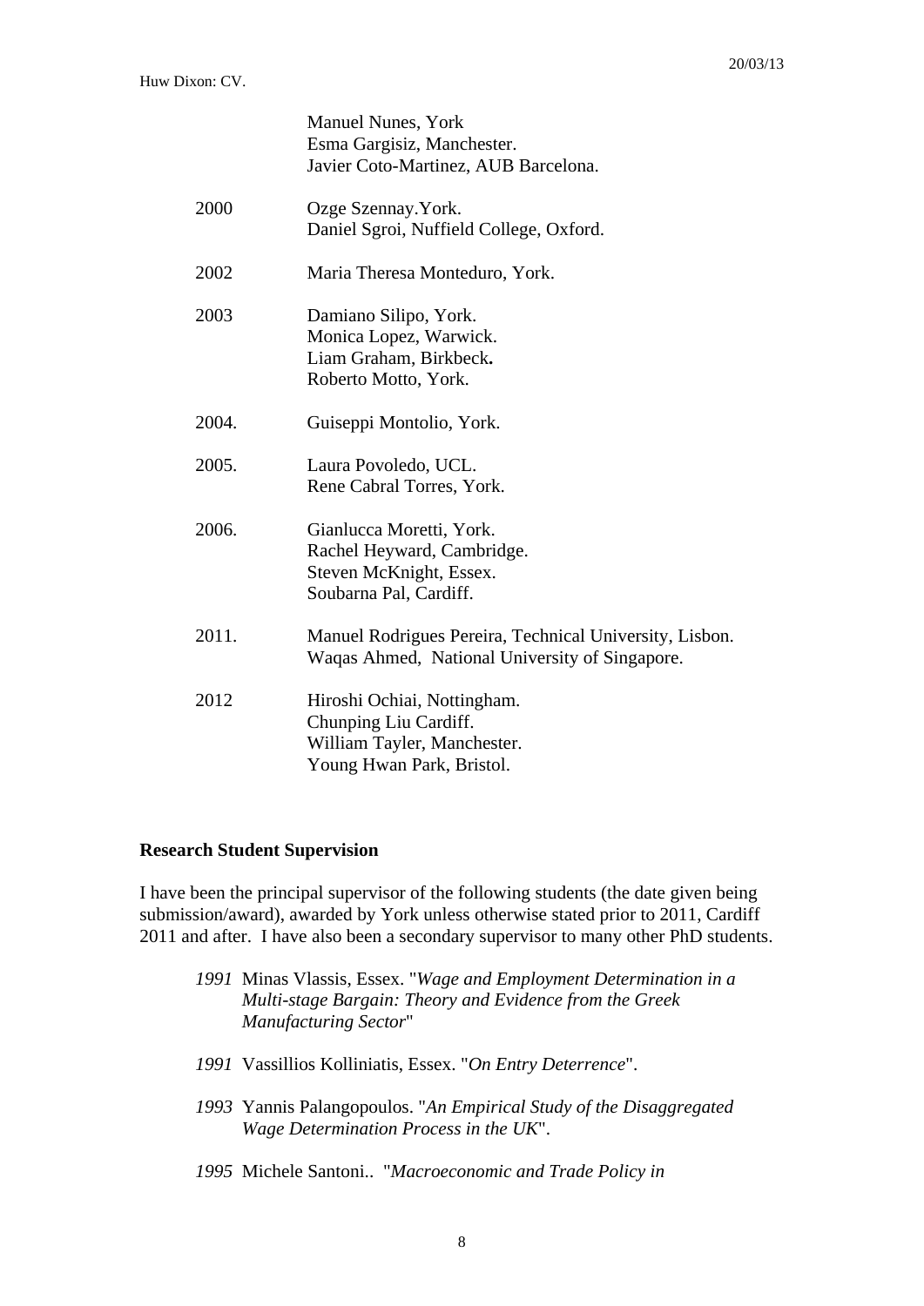| | |
|---|---|
| | Manuel Nunes, York<br>Esma Gargisiz, Manchester.<br>Javier Coto-Martinez, AUB Barcelona. |
| 2000 | Ozge Szennay.York.<br>Daniel Sgroi, Nuffield College, Oxford. |
| 2002 | Maria Theresa Monteduro, York. |
| 2003 | Damiano Silipo, York.<br>Monica Lopez, Warwick.<br>Liam Graham, Birkbeck**.**<br>Roberto Motto, York. |
| 2004. | Guiseppi Montolio, York. |
| 2005. | Laura Povoledo, UCL.<br>Rene Cabral Torres, York. |
| 2006. | Gianlucca Moretti, York.<br>Rachel Heyward, Cambridge.<br>Steven McKnight, Essex.<br>Soubarna Pal, Cardiff. |
| 2011. | Manuel Rodrigues Pereira, Technical University, Lisbon.<br>Waqas Ahmed, National University of Singapore. |
| 2012 | Hiroshi Ochiai, Nottingham.<br>Chunping Liu Cardiff.<br>William Tayler, Manchester.<br>Young Hwan Park, Bristol. |

**Research Student Supervision**

I have been the principal supervisor of the following students (the date given being submission/award), awarded by York unless otherwise stated prior to 2011, Cardiff 2011 and after. I have also been a secondary supervisor to many other PhD students.

*1991* Minas Vlassis, Essex. "*Wage and Employment Determination in a Multi-stage Bargain: Theory and Evidence from the Greek Manufacturing Sector*"

*1991* Vassillios Kolliniatis, Essex. "*On Entry Deterrence*".

*1993* Yannis Palangopoulos. "*An Empirical Study of the Disaggregated Wage Determination Process in the UK*".

*1995* Michele Santoni.. "*Macroeconomic and Trade Policy in*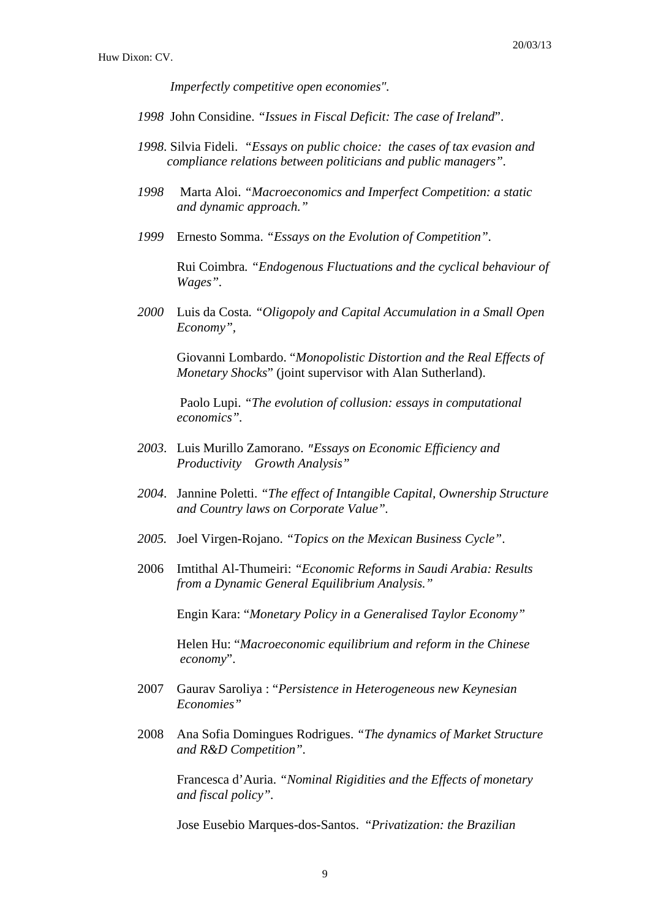*Imperfectly competitive open economies".*

*1998* John Considine. *"Issues in Fiscal Deficit: The case of Ireland*".

*1998*. Silvia Fideli. *"Essays on public choice: the cases of tax evasion and compliance relations between politicians and public managers"*.

*1998* Marta Aloi. *"Macroeconomics and Imperfect Competition: a static and dynamic approach."*

*1999* Ernesto Somma. *"Essays on the Evolution of Competition"*.

Rui Coimbra. *"Endogenous Fluctuations and the cyclical behaviour of Wages"*.

*2000* Luis da Costa. *"Oligopoly and Capital Accumulation in a Small Open Economy"*,

Giovanni Lombardo. "*Monopolistic Distortion and the Real Effects of Monetary Shocks*" (joint supervisor with Alan Sutherland).

Paolo Lupi. *"The evolution of collusion: essays in computational economics"*.

*2003*. Luis Murillo Zamorano. *"Essays on Economic Efficiency and Productivity Growth Analysis"*

*2004*. Jannine Poletti. *"The effect of Intangible Capital, Ownership Structure and Country laws on Corporate Value"*.

*2005.* Joel Virgen-Rojano. *"Topics on the Mexican Business Cycle"*.

2006 Imtithal Al-Thumeiri: *"Economic Reforms in Saudi Arabia: Results from a Dynamic General Equilibrium Analysis."*

Engin Kara: "*Monetary Policy in a Generalised Taylor Economy"*

Helen Hu: "*Macroeconomic equilibrium and reform in the Chinese economy*".

2007 Gaurav Saroliya : "*Persistence in Heterogeneous new Keynesian Economies"*

2008 Ana Sofia Domingues Rodrigues. *"The dynamics of Market Structure and R&D Competition"*.

Francesca d'Auria. *"Nominal Rigidities and the Effects of monetary and fiscal policy"*.

Jose Eusebio Marques-dos-Santos. *"Privatization: the Brazilian*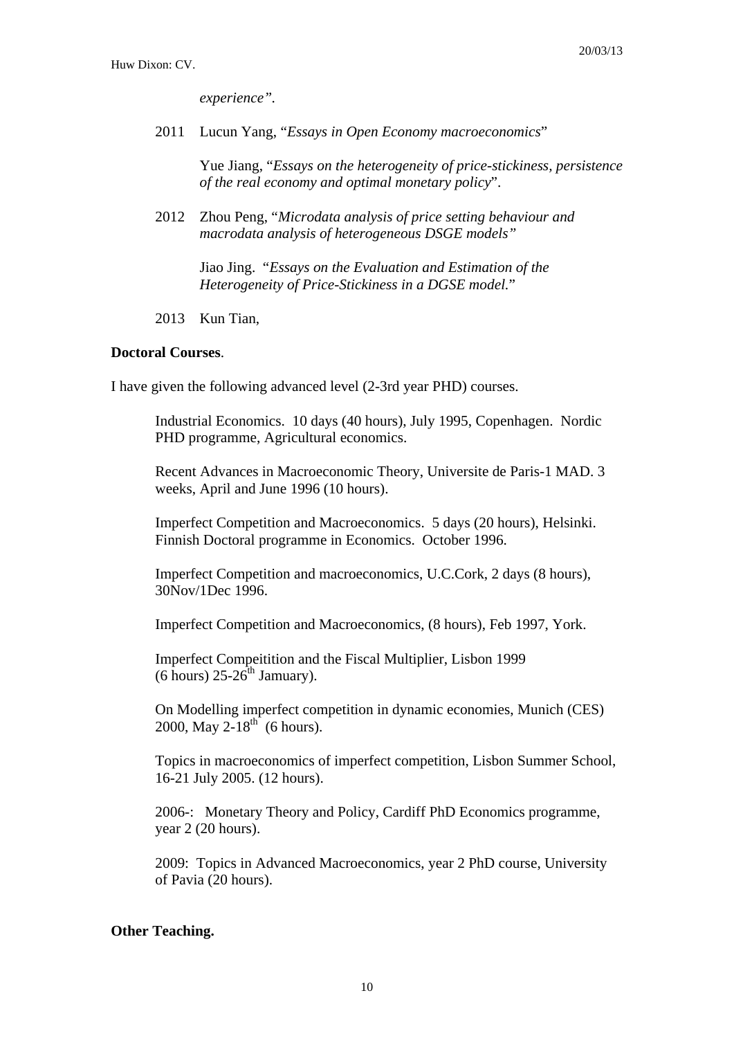*experience"*.

2011 Lucun Yang, "*Essays in Open Economy macroeconomics*"

Yue Jiang, "*Essays on the heterogeneity of price-stickiness, persistence of the real economy and optimal monetary policy*".

2012 Zhou Peng, "*Microdata analysis of price setting behaviour and macrodata analysis of heterogeneous DSGE models"*

Jiao Jing. "*Essays on the Evaluation and Estimation of the Heterogeneity of Price-Stickiness in a DGSE model.*"

2013 Kun Tian,

**Doctoral Courses**.

I have given the following advanced level (2-3rd year PHD) courses.

Industrial Economics. 10 days (40 hours), July 1995, Copenhagen. Nordic PHD programme, Agricultural economics.

Recent Advances in Macroeconomic Theory, Universite de Paris-1 MAD. 3 weeks, April and June 1996 (10 hours).

Imperfect Competition and Macroeconomics. 5 days (20 hours), Helsinki. Finnish Doctoral programme in Economics. October 1996.

Imperfect Competition and macroeconomics, U.C.Cork, 2 days (8 hours), 30Nov/1Dec 1996.

Imperfect Competition and Macroeconomics, (8 hours), Feb 1997, York.

Imperfect Compeitition and the Fiscal Multiplier, Lisbon 1999 (6 hours) 25-26th Jamuary).

On Modelling imperfect competition in dynamic economies, Munich (CES) 2000, May 2-18th (6 hours).

Topics in macroeconomics of imperfect competition, Lisbon Summer School, 16-21 July 2005. (12 hours).

2006-: Monetary Theory and Policy, Cardiff PhD Economics programme, year 2 (20 hours).

2009: Topics in Advanced Macroeconomics, year 2 PhD course, University of Pavia (20 hours).

**Other Teaching.**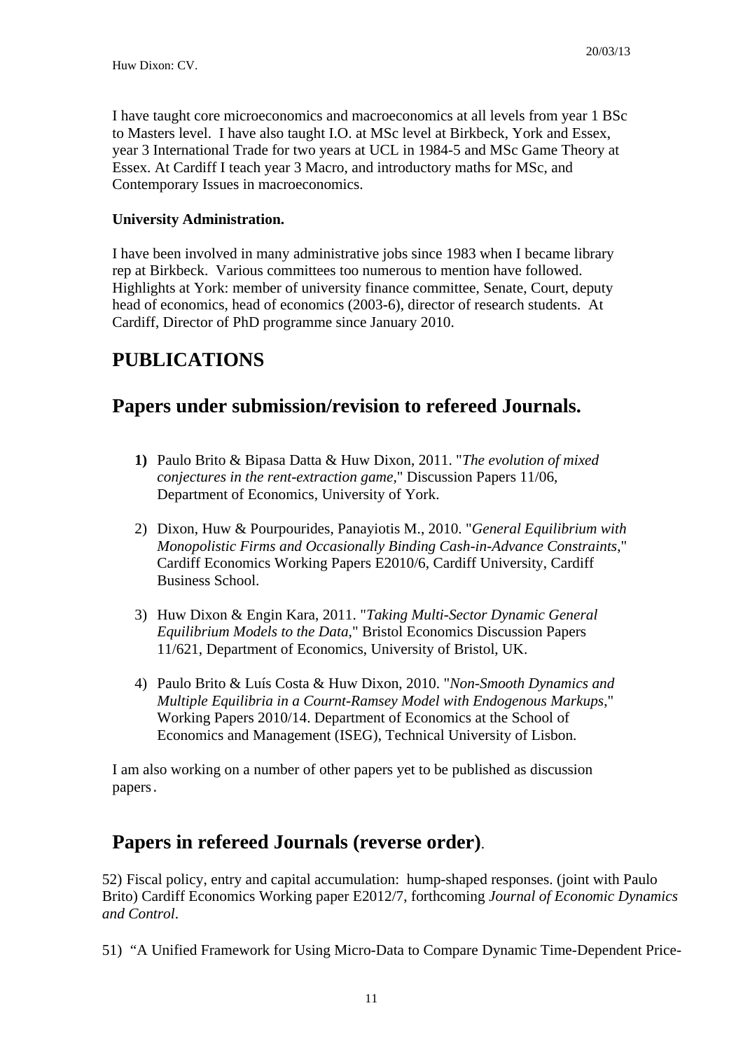I have taught core microeconomics and macroeconomics at all levels from year 1 BSc to Masters level. I have also taught I.O. at MSc level at Birkbeck, York and Essex, year 3 International Trade for two years at UCL in 1984-5 and MSc Game Theory at Essex. At Cardiff I teach year 3 Macro, and introductory maths for MSc, and Contemporary Issues in macroeconomics.

**University Administration.**

I have been involved in many administrative jobs since 1983 when I became library rep at Birkbeck. Various committees too numerous to mention have followed. Highlights at York: member of university finance committee, Senate, Court, deputy head of economics, head of economics (2003-6), director of research students. At Cardiff, Director of PhD programme since January 2010.

# PUBLICATIONS

## Papers under submission/revision to refereed Journals.

1) Paulo Brito & Bipasa Datta & Huw Dixon, 2011. "*The evolution of mixed conjectures in the rent-extraction game*," Discussion Papers 11/06, Department of Economics, University of York.

2) Dixon, Huw & Pourpourides, Panayiotis M., 2010. "*General Equilibrium with Monopolistic Firms and Occasionally Binding Cash-in-Advance Constraints*," Cardiff Economics Working Papers E2010/6, Cardiff University, Cardiff Business School.

3) Huw Dixon & Engin Kara, 2011. "*Taking Multi-Sector Dynamic General Equilibrium Models to the Data*," Bristol Economics Discussion Papers 11/621, Department of Economics, University of Bristol, UK.

4) Paulo Brito & Luís Costa & Huw Dixon, 2010. "*Non-Smooth Dynamics and Multiple Equilibria in a Cournt-Ramsey Model with Endogenous Markups*," Working Papers 2010/14. Department of Economics at the School of Economics and Management (ISEG), Technical University of Lisbon.

I am also working on a number of other papers yet to be published as discussion papers.

## Papers in refereed Journals (reverse order).

52) Fiscal policy, entry and capital accumulation: hump-shaped responses. (joint with Paulo Brito) Cardiff Economics Working paper E2012/7, forthcoming *Journal of Economic Dynamics and Control*.

51) "A Unified Framework for Using Micro-Data to Compare Dynamic Time-Dependent Price-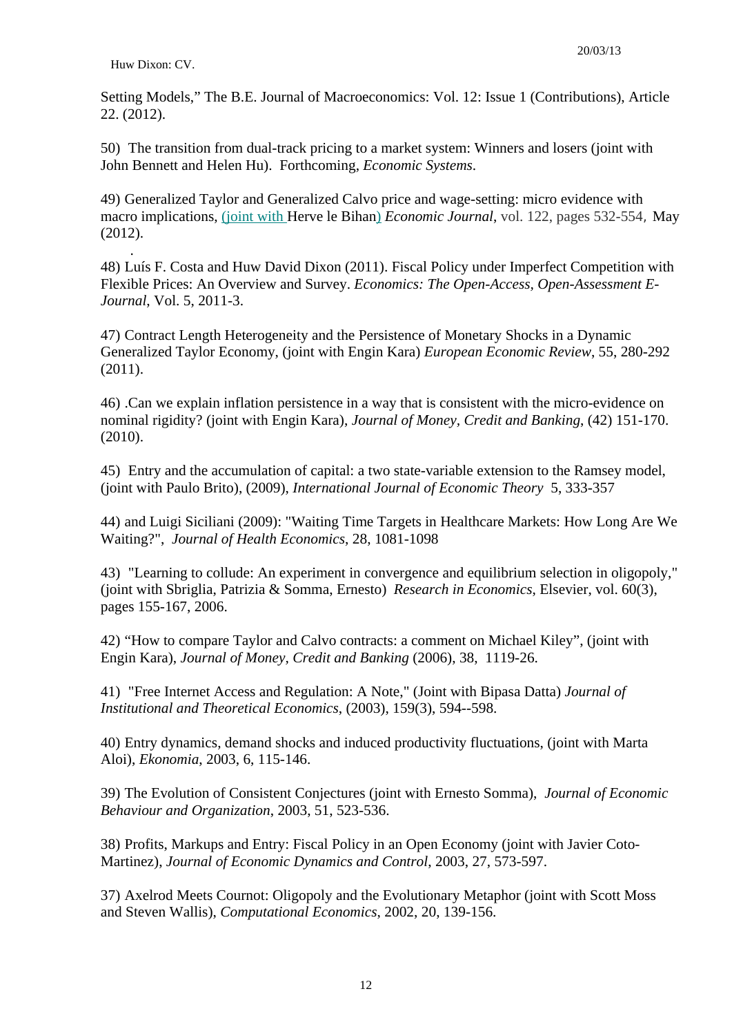Setting Models," The B.E. Journal of Macroeconomics: Vol. 12: Issue 1 (Contributions), Article 22. (2012).

50) The transition from dual-track pricing to a market system: Winners and losers (joint with John Bennett and Helen Hu). Forthcoming, *Economic Systems*.

49) Generalized Taylor and Generalized Calvo price and wage-setting: micro evidence with macro implications, (joint with Herve le Bihan) *Economic Journal*, vol. 122, pages 532-554, May (2012).

.

48) Luís F. Costa and Huw David Dixon (2011). Fiscal Policy under Imperfect Competition with Flexible Prices: An Overview and Survey. *Economics: The Open-Access, Open-Assessment E-Journal*, Vol. 5, 2011-3.

47) Contract Length Heterogeneity and the Persistence of Monetary Shocks in a Dynamic Generalized Taylor Economy, (joint with Engin Kara) *European Economic Review*, 55, 280-292 (2011).

46) .Can we explain inflation persistence in a way that is consistent with the micro-evidence on nominal rigidity? (joint with Engin Kara), *Journal of Money, Credit and Banking*, (42) 151-170. (2010).

45) Entry and the accumulation of capital: a two state-variable extension to the Ramsey model, (joint with Paulo Brito), (2009), *International Journal of Economic Theory* 5, 333-357

44) and Luigi Siciliani (2009): "Waiting Time Targets in Healthcare Markets: How Long Are We Waiting?", *Journal of Health Economics*, 28, 1081-1098

43) "Learning to collude: An experiment in convergence and equilibrium selection in oligopoly," (joint with Sbriglia, Patrizia & Somma, Ernesto) *Research in Economics*, Elsevier, vol. 60(3), pages 155-167, 2006.

42) "How to compare Taylor and Calvo contracts: a comment on Michael Kiley", (joint with Engin Kara), *Journal of Money, Credit and Banking* (2006), 38, 1119-26.

41) "Free Internet Access and Regulation: A Note," (Joint with Bipasa Datta) *Journal of Institutional and Theoretical Economics*, (2003), 159(3), 594--598.

40) Entry dynamics, demand shocks and induced productivity fluctuations, (joint with Marta Aloi), *Ekonomia*, 2003, 6, 115-146.

39) The Evolution of Consistent Conjectures (joint with Ernesto Somma), *Journal of Economic Behaviour and Organization*, 2003, 51, 523-536.

38) Profits, Markups and Entry: Fiscal Policy in an Open Economy (joint with Javier Coto-Martinez), *Journal of Economic Dynamics and Control*, 2003, 27, 573-597.

37) Axelrod Meets Cournot: Oligopoly and the Evolutionary Metaphor (joint with Scott Moss and Steven Wallis), *Computational Economics*, 2002, 20, 139-156.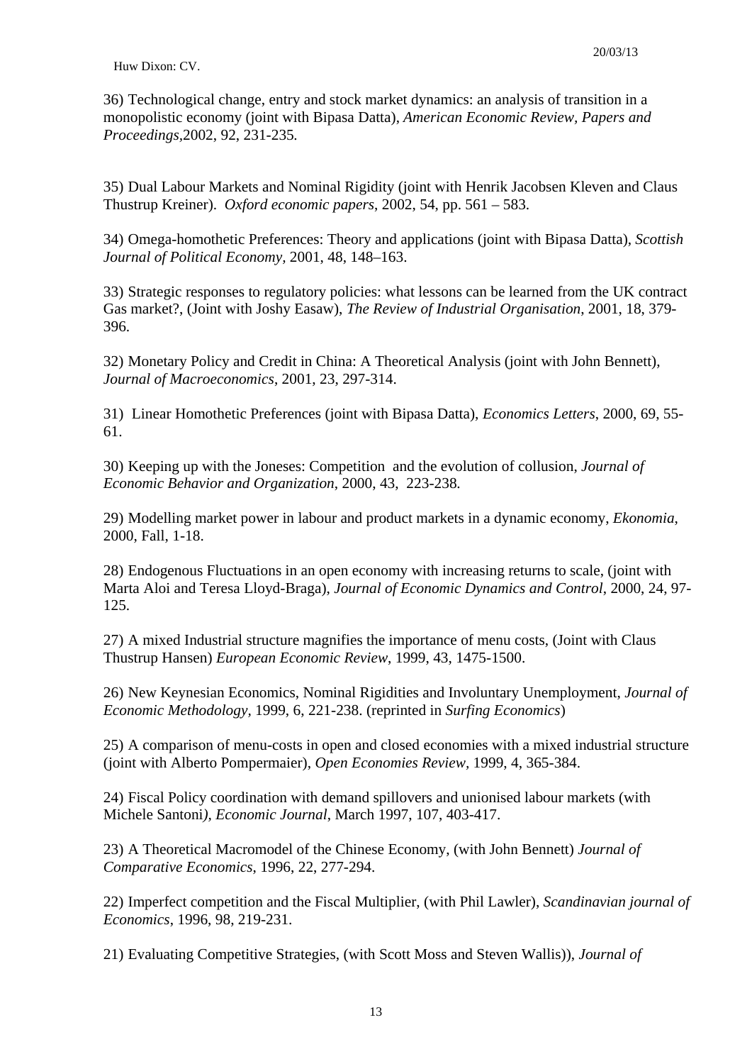36) Technological change, entry and stock market dynamics: an analysis of transition in a monopolistic economy (joint with Bipasa Datta), *American Economic Review, Papers and Proceedings*,2002, 92, 231-235.

35) Dual Labour Markets and Nominal Rigidity (joint with Henrik Jacobsen Kleven and Claus Thustrup Kreiner). *Oxford economic papers*, 2002, 54, pp. 561 – 583.

34) Omega-homothetic Preferences: Theory and applications (joint with Bipasa Datta), *Scottish Journal of Political Economy*, 2001, 48, 148–163.

33) Strategic responses to regulatory policies: what lessons can be learned from the UK contract Gas market?, (Joint with Joshy Easaw), *The Review of Industrial Organisation*, 2001, 18, 379-396.

32) Monetary Policy and Credit in China: A Theoretical Analysis (joint with John Bennett), *Journal of Macroeconomics*, 2001, 23, 297-314.

31) Linear Homothetic Preferences (joint with Bipasa Datta), *Economics Letters*, 2000, 69, 55-61.

30) Keeping up with the Joneses: Competition and the evolution of collusion, *Journal of Economic Behavior and Organization*, 2000, 43, 223-238.

29) Modelling market power in labour and product markets in a dynamic economy, *Ekonomia*, 2000, Fall, 1-18.

28) Endogenous Fluctuations in an open economy with increasing returns to scale, (joint with Marta Aloi and Teresa Lloyd-Braga), *Journal of Economic Dynamics and Control*, 2000, 24, 97-125.

27) A mixed Industrial structure magnifies the importance of menu costs, (Joint with Claus Thustrup Hansen) *European Economic Review*, 1999, 43, 1475-1500.

26) New Keynesian Economics, Nominal Rigidities and Involuntary Unemployment, *Journal of Economic Methodology*, 1999, 6, 221-238. (reprinted in *Surfing Economics*)

25) A comparison of menu-costs in open and closed economies with a mixed industrial structure (joint with Alberto Pompermaier), *Open Economies Review*, 1999, 4, 365-384.

24) Fiscal Policy coordination with demand spillovers and unionised labour markets (with Michele Santoni*), Economic Journal*, March 1997, 107, 403-417.

23) A Theoretical Macromodel of the Chinese Economy, (with John Bennett) *Journal of Comparative Economics*, 1996, 22, 277-294.

22) Imperfect competition and the Fiscal Multiplier, (with Phil Lawler), *Scandinavian journal of Economics*, 1996, 98, 219-231.

21) Evaluating Competitive Strategies, (with Scott Moss and Steven Wallis)), *Journal of*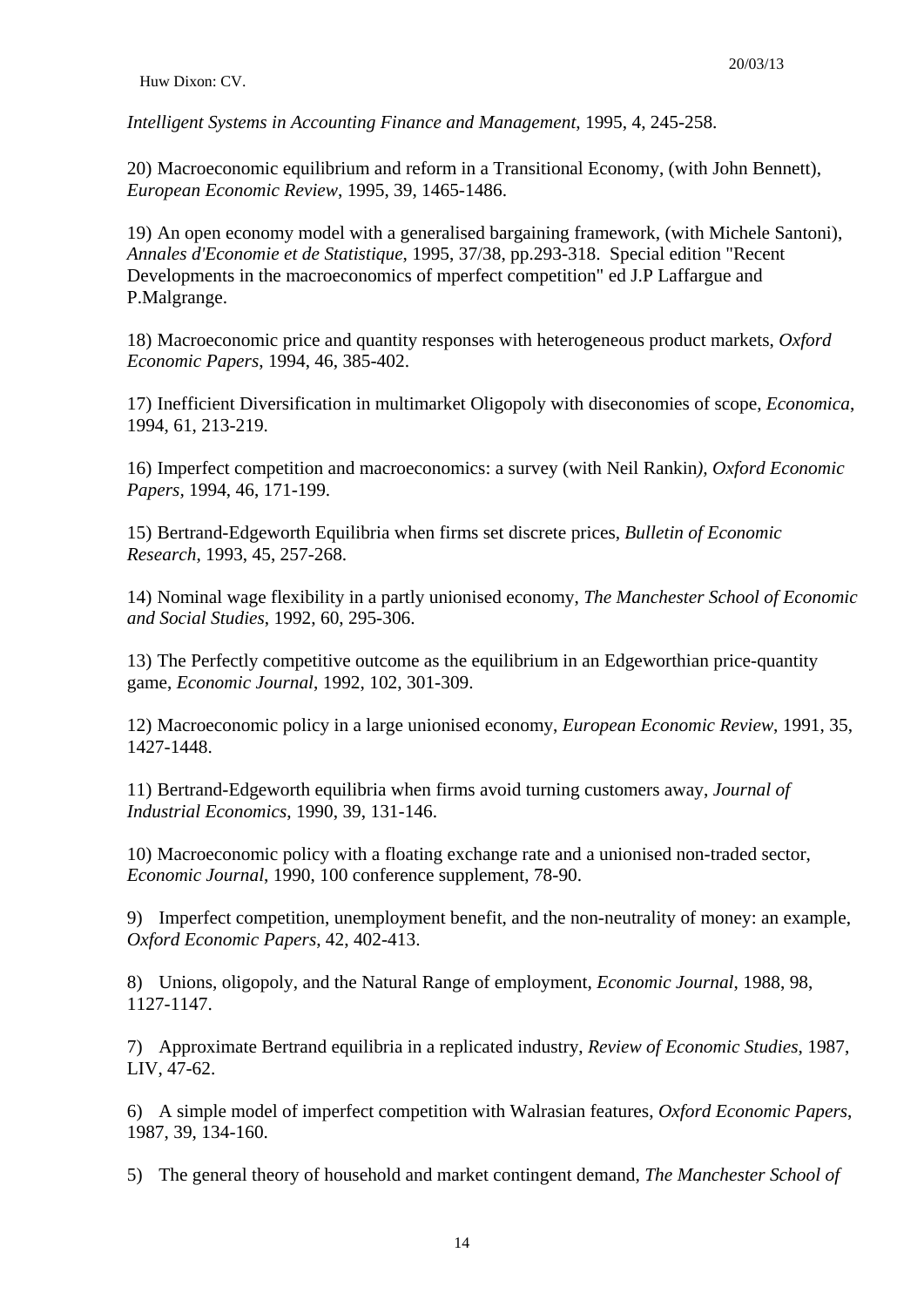*Intelligent Systems in Accounting Finance and Management*, 1995, 4, 245-258.

20) Macroeconomic equilibrium and reform in a Transitional Economy, (with John Bennett), *European Economic Review*, 1995, 39, 1465-1486.

19) An open economy model with a generalised bargaining framework, (with Michele Santoni), *Annales d'Economie et de Statistique*, 1995, 37/38, pp.293-318. Special edition "Recent Developments in the macroeconomics of mperfect competition" ed J.P Laffargue and P.Malgrange.

18) Macroeconomic price and quantity responses with heterogeneous product markets, *Oxford Economic Papers*, 1994, 46, 385-402.

17) Inefficient Diversification in multimarket Oligopoly with diseconomies of scope, *Economica*, 1994, 61, 213-219.

16) Imperfect competition and macroeconomics: a survey (with Neil Rankin*)*, *Oxford Economic Papers*, 1994, 46, 171-199.

15) Bertrand-Edgeworth Equilibria when firms set discrete prices, *Bulletin of Economic Research*, 1993, 45, 257-268.

14) Nominal wage flexibility in a partly unionised economy, *The Manchester School of Economic and Social Studies*, 1992, 60, 295-306.

13) The Perfectly competitive outcome as the equilibrium in an Edgeworthian price-quantity game, *Economic Journal*, 1992, 102, 301-309.

12) Macroeconomic policy in a large unionised economy, *European Economic Review*, 1991, 35, 1427-1448.

11) Bertrand-Edgeworth equilibria when firms avoid turning customers away, *Journal of Industrial Economics*, 1990, 39, 131-146.

10) Macroeconomic policy with a floating exchange rate and a unionised non-traded sector, *Economic Journal*, 1990, 100 conference supplement, 78-90.

9) Imperfect competition, unemployment benefit, and the non-neutrality of money: an example, *Oxford Economic Papers*, 42, 402-413.

8) Unions, oligopoly, and the Natural Range of employment, *Economic Journal*, 1988, 98, 1127-1147.

7) Approximate Bertrand equilibria in a replicated industry, *Review of Economic Studies*, 1987, LIV, 47-62.

6) A simple model of imperfect competition with Walrasian features, *Oxford Economic Papers*, 1987, 39, 134-160.

5) The general theory of household and market contingent demand, *The Manchester School of*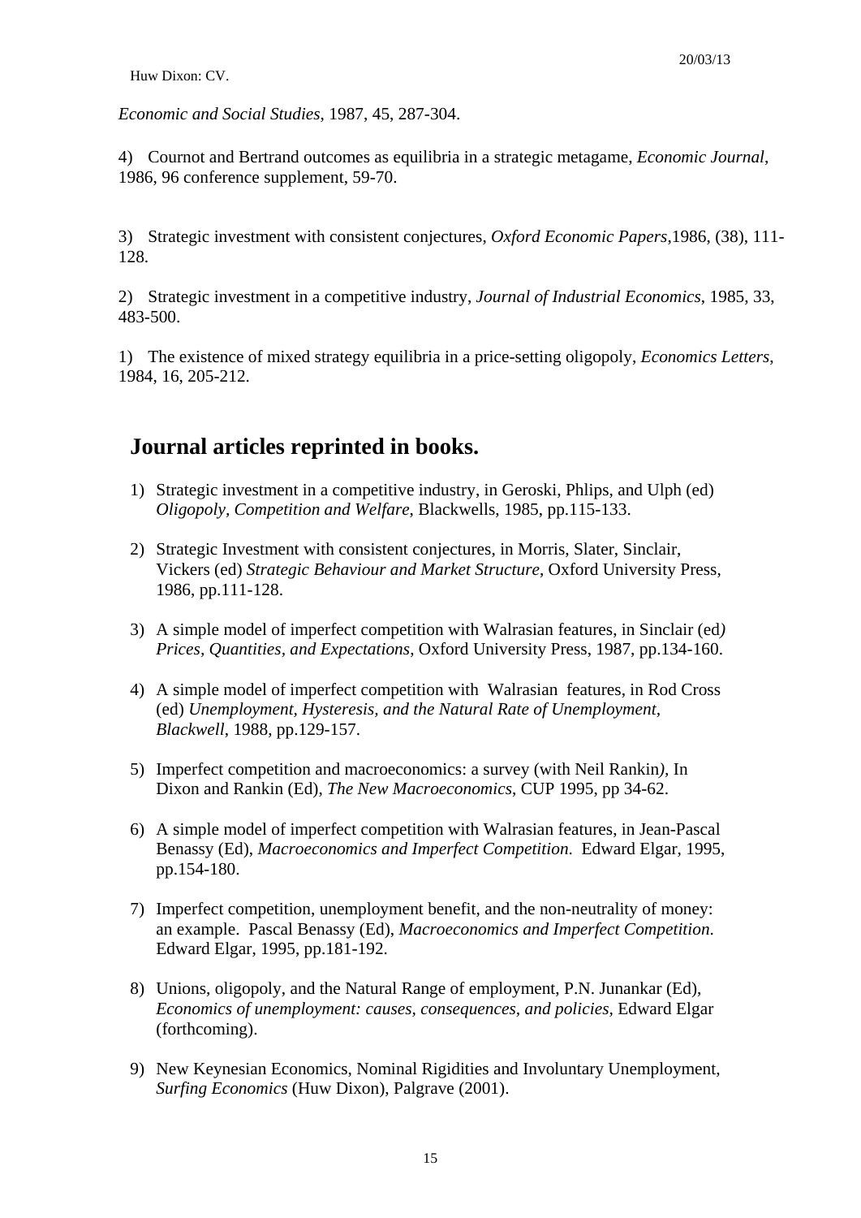*Economic and Social Studies*, 1987, 45, 287-304.

4) Cournot and Bertrand outcomes as equilibria in a strategic metagame, *Economic Journal*, 1986, 96 conference supplement, 59-70.

3) Strategic investment with consistent conjectures, *Oxford Economic Papers*,1986, (38), 111-128.

2) Strategic investment in a competitive industry, *Journal of Industrial Economics*, 1985, 33, 483-500.

1) The existence of mixed strategy equilibria in a price-setting oligopoly, *Economics Letters*, 1984, 16, 205-212.

## Journal articles reprinted in books.

1) Strategic investment in a competitive industry, in Geroski, Phlips, and Ulph (ed) *Oligopoly, Competition and Welfare*, Blackwells, 1985, pp.115-133.
2) Strategic Investment with consistent conjectures, in Morris, Slater, Sinclair, Vickers (ed) *Strategic Behaviour and Market Structure*, Oxford University Press, 1986, pp.111-128.
3) A simple model of imperfect competition with Walrasian features, in Sinclair (ed*)* *Prices, Quantities, and Expectations*, Oxford University Press, 1987, pp.134-160.
4) A simple model of imperfect competition with Walrasian features, in Rod Cross (ed) *Unemployment, Hysteresis, and the Natural Rate of Unemployment, Blackwell*, 1988, pp.129-157.
5) Imperfect competition and macroeconomics: a survey (with Neil Rankin*)*, In Dixon and Rankin (Ed), *The New Macroeconomics*, CUP 1995, pp 34-62.
6) A simple model of imperfect competition with Walrasian features, in Jean-Pascal Benassy (Ed), *Macroeconomics and Imperfect Competition*. Edward Elgar, 1995, pp.154-180.
7) Imperfect competition, unemployment benefit, and the non-neutrality of money: an example. Pascal Benassy (Ed), *Macroeconomics and Imperfect Competition*. Edward Elgar, 1995, pp.181-192.
8) Unions, oligopoly, and the Natural Range of employment, P.N. Junankar (Ed), *Economics of unemployment: causes, consequences, and policies*, Edward Elgar (forthcoming).
9) New Keynesian Economics, Nominal Rigidities and Involuntary Unemployment, *Surfing Economics* (Huw Dixon), Palgrave (2001).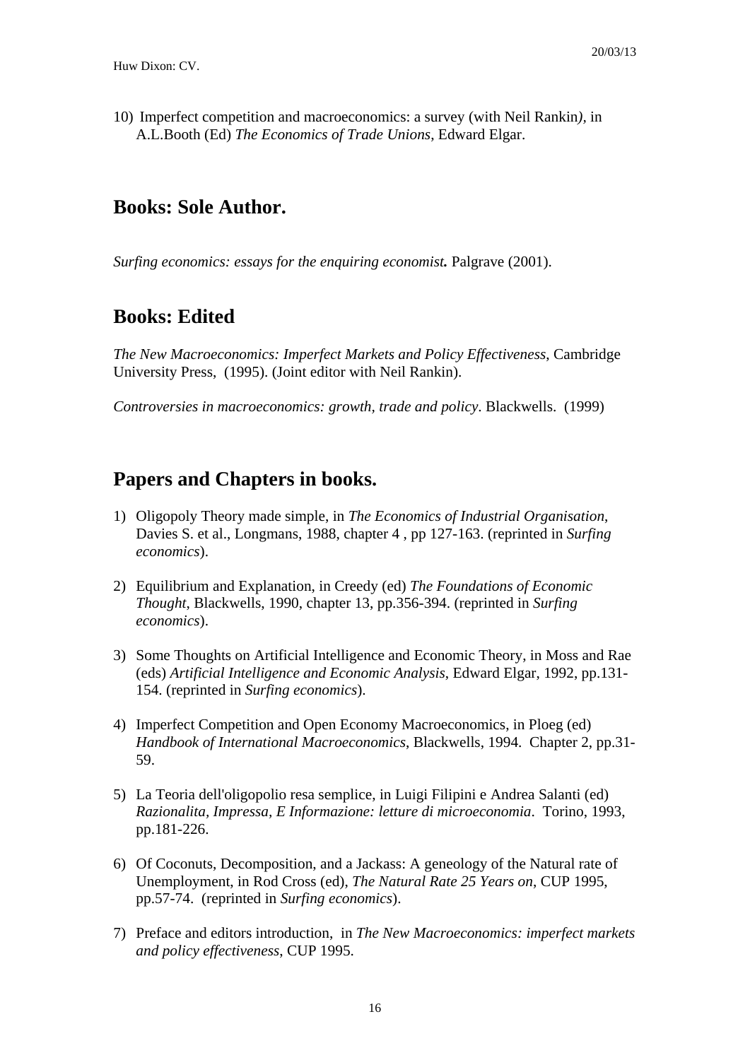10) Imperfect competition and macroeconomics: a survey (with Neil Rankin*)*, in A.L.Booth (Ed) *The Economics of Trade Unions*, Edward Elgar.

## Books: Sole Author.

*Surfing economics: essays for the enquiring economist.* Palgrave (2001).

## Books: Edited

*The New Macroeconomics: Imperfect Markets and Policy Effectiveness*, Cambridge University Press, (1995). (Joint editor with Neil Rankin).

*Controversies in macroeconomics: growth, trade and policy*. Blackwells. (1999)

## Papers and Chapters in books.

1) Oligopoly Theory made simple, in *The Economics of Industrial Organisation*, Davies S. et al., Longmans, 1988, chapter 4 , pp 127-163. (reprinted in *Surfing economics*).

2) Equilibrium and Explanation, in Creedy (ed) *The Foundations of Economic Thought*, Blackwells, 1990, chapter 13, pp.356-394. (reprinted in *Surfing economics*).

3) Some Thoughts on Artificial Intelligence and Economic Theory, in Moss and Rae (eds) *Artificial Intelligence and Economic Analysis*, Edward Elgar, 1992, pp.131-154. (reprinted in *Surfing economics*).

4) Imperfect Competition and Open Economy Macroeconomics, in Ploeg (ed) *Handbook of International Macroeconomics*, Blackwells, 1994. Chapter 2, pp.31-59.

5) La Teoria dell'oligopolio resa semplice, in Luigi Filipini e Andrea Salanti (ed) *Razionalita, Impressa, E Informazione: letture di microeconomia*. Torino, 1993, pp.181-226.

6) Of Coconuts, Decomposition, and a Jackass: A geneology of the Natural rate of Unemployment, in Rod Cross (ed), *The Natural Rate 25 Years on*, CUP 1995, pp.57-74. (reprinted in *Surfing economics*).

7) Preface and editors introduction, in *The New Macroeconomics: imperfect markets and policy effectiveness*, CUP 1995.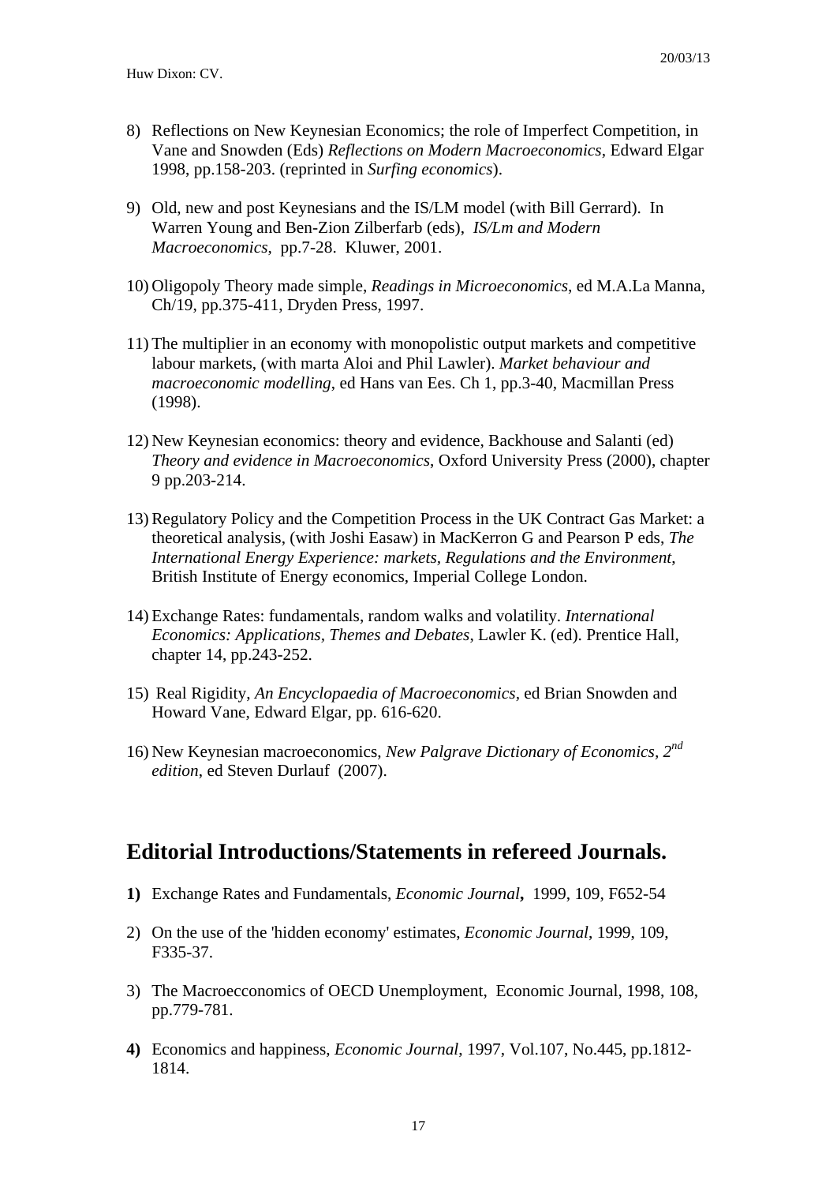8) Reflections on New Keynesian Economics; the role of Imperfect Competition, in Vane and Snowden (Eds) *Reflections on Modern Macroeconomics*, Edward Elgar 1998, pp.158-203. (reprinted in *Surfing economics*).

9) Old, new and post Keynesians and the IS/LM model (with Bill Gerrard). In Warren Young and Ben-Zion Zilberfarb (eds), *IS/Lm and Modern Macroeconomics*, pp.7-28. Kluwer, 2001.

10) Oligopoly Theory made simple, *Readings in Microeconomics*, ed M.A.La Manna, Ch/19, pp.375-411, Dryden Press, 1997.

11) The multiplier in an economy with monopolistic output markets and competitive labour markets, (with marta Aloi and Phil Lawler). *Market behaviour and macroeconomic modelling*, ed Hans van Ees. Ch 1, pp.3-40, Macmillan Press (1998).

12) New Keynesian economics: theory and evidence, Backhouse and Salanti (ed) *Theory and evidence in Macroeconomics*, Oxford University Press (2000), chapter 9 pp.203-214.

13) Regulatory Policy and the Competition Process in the UK Contract Gas Market: a theoretical analysis, (with Joshi Easaw) in MacKerron G and Pearson P eds, *The International Energy Experience: markets, Regulations and the Environment*, British Institute of Energy economics, Imperial College London.

14) Exchange Rates: fundamentals, random walks and volatility. *International Economics: Applications, Themes and Debates*, Lawler K. (ed). Prentice Hall, chapter 14, pp.243-252.

15) Real Rigidity, *An Encyclopaedia of Macroeconomics*, ed Brian Snowden and Howard Vane, Edward Elgar, pp. 616-620.

16) New Keynesian macroeconomics, *New Palgrave Dictionary of Economics, 2nd edition*, ed Steven Durlauf (2007).

## Editorial Introductions/Statements in refereed Journals.

**1)** Exchange Rates and Fundamentals, *Economic Journal***,** 1999, 109, F652-54

2) On the use of the 'hidden economy' estimates, *Economic Journal*, 1999, 109, F335-37.

3) The Macroecconomics of OECD Unemployment, Economic Journal, 1998, 108, pp.779-781.

**4)** Economics and happiness, *Economic Journal*, 1997, Vol.107, No.445, pp.1812-1814.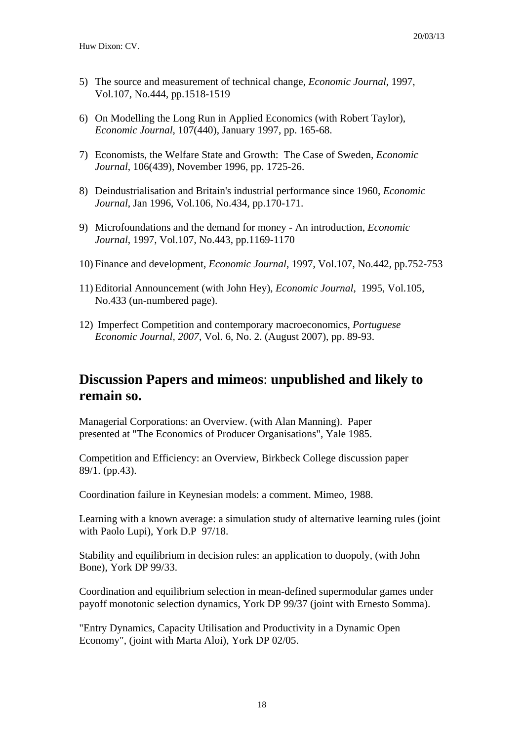5) The source and measurement of technical change, *Economic Journal*, 1997, Vol.107, No.444, pp.1518-1519

6) On Modelling the Long Run in Applied Economics (with Robert Taylor), *Economic Journal*, 107(440), January 1997, pp. 165-68.

7) Economists, the Welfare State and Growth: The Case of Sweden, *Economic Journal*, 106(439), November 1996, pp. 1725-26.

8) Deindustrialisation and Britain's industrial performance since 1960, *Economic Journal*, Jan 1996, Vol.106, No.434, pp.170-171.

9) Microfoundations and the demand for money - An introduction, *Economic Journal*, 1997, Vol.107, No.443, pp.1169-1170

10) Finance and development, *Economic Journal*, 1997, Vol.107, No.442, pp.752-753

11) Editorial Announcement (with John Hey), *Economic Journal*, 1995, Vol.105, No.433 (un-numbered page).

12) Imperfect Competition and contemporary macroeconomics, *Portuguese Economic Journal*, *2007*, Vol. 6, No. 2. (August 2007), pp. 89-93.

## Discussion Papers and mimeos: unpublished and likely to remain so.

Managerial Corporations: an Overview. (with Alan Manning). Paper presented at "The Economics of Producer Organisations", Yale 1985.

Competition and Efficiency: an Overview, Birkbeck College discussion paper 89/1. (pp.43).

Coordination failure in Keynesian models: a comment. Mimeo, 1988.

Learning with a known average: a simulation study of alternative learning rules (joint with Paolo Lupi), York D.P 97/18.

Stability and equilibrium in decision rules: an application to duopoly, (with John Bone), York DP 99/33.

Coordination and equilibrium selection in mean-defined supermodular games under payoff monotonic selection dynamics, York DP 99/37 (joint with Ernesto Somma).

"Entry Dynamics, Capacity Utilisation and Productivity in a Dynamic Open Economy", (joint with Marta Aloi), York DP 02/05.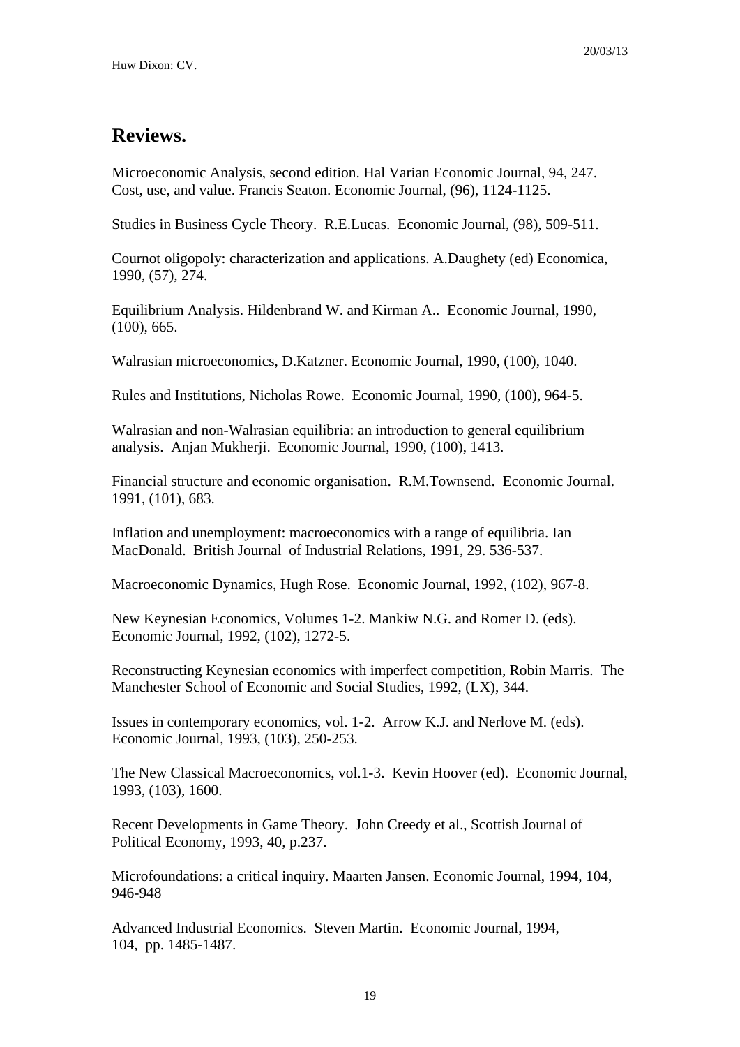## Reviews.

Microeconomic Analysis, second edition. Hal Varian Economic Journal, 94, 247.
Cost, use, and value. Francis Seaton. Economic Journal, (96), 1124-1125.

Studies in Business Cycle Theory. R.E.Lucas. Economic Journal, (98), 509-511.

Cournot oligopoly: characterization and applications. A.Daughety (ed) Economica, 1990, (57), 274.

Equilibrium Analysis. Hildenbrand W. and Kirman A.. Economic Journal, 1990, (100), 665.

Walrasian microeconomics, D.Katzner. Economic Journal, 1990, (100), 1040.

Rules and Institutions, Nicholas Rowe. Economic Journal, 1990, (100), 964-5.

Walrasian and non-Walrasian equilibria: an introduction to general equilibrium analysis. Anjan Mukherji. Economic Journal, 1990, (100), 1413.

Financial structure and economic organisation. R.M.Townsend. Economic Journal. 1991, (101), 683.

Inflation and unemployment: macroeconomics with a range of equilibria. Ian MacDonald. British Journal of Industrial Relations, 1991, 29. 536-537.

Macroeconomic Dynamics, Hugh Rose. Economic Journal, 1992, (102), 967-8.

New Keynesian Economics, Volumes 1-2. Mankiw N.G. and Romer D. (eds). Economic Journal, 1992, (102), 1272-5.

Reconstructing Keynesian economics with imperfect competition, Robin Marris. The Manchester School of Economic and Social Studies, 1992, (LX), 344.

Issues in contemporary economics, vol. 1-2. Arrow K.J. and Nerlove M. (eds). Economic Journal, 1993, (103), 250-253.

The New Classical Macroeconomics, vol.1-3. Kevin Hoover (ed). Economic Journal, 1993, (103), 1600.

Recent Developments in Game Theory. John Creedy et al., Scottish Journal of Political Economy, 1993, 40, p.237.

Microfoundations: a critical inquiry. Maarten Jansen. Economic Journal, 1994, 104, 946-948

Advanced Industrial Economics. Steven Martin. Economic Journal, 1994, 104, pp. 1485-1487.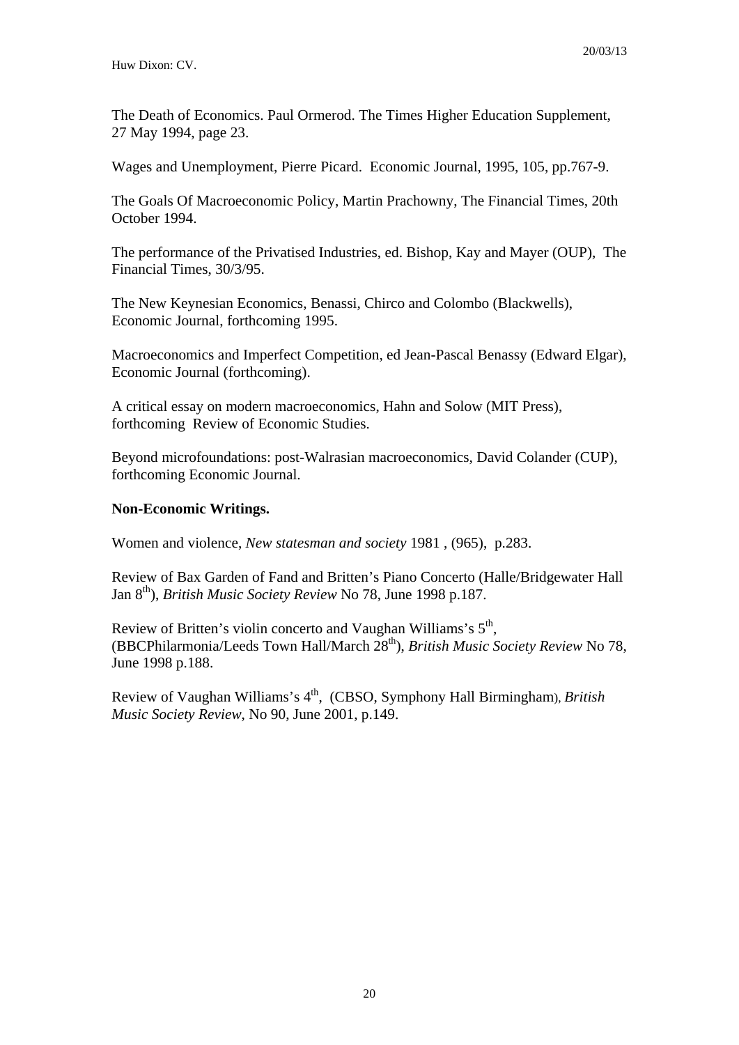The Death of Economics. Paul Ormerod. The Times Higher Education Supplement, 27 May 1994, page 23.

Wages and Unemployment, Pierre Picard. Economic Journal, 1995, 105, pp.767-9.

The Goals Of Macroeconomic Policy, Martin Prachowny, The Financial Times, 20th October 1994.

The performance of the Privatised Industries, ed. Bishop, Kay and Mayer (OUP), The Financial Times, 30/3/95.

The New Keynesian Economics, Benassi, Chirco and Colombo (Blackwells), Economic Journal, forthcoming 1995.

Macroeconomics and Imperfect Competition, ed Jean-Pascal Benassy (Edward Elgar), Economic Journal (forthcoming).

A critical essay on modern macroeconomics, Hahn and Solow (MIT Press), forthcoming Review of Economic Studies.

Beyond microfoundations: post-Walrasian macroeconomics, David Colander (CUP), forthcoming Economic Journal.

**Non-Economic Writings.**

Women and violence, *New statesman and society* 1981 , (965), p.283.

Review of Bax Garden of Fand and Britten's Piano Concerto (Halle/Bridgewater Hall Jan 8th), *British Music Society Review* No 78, June 1998 p.187.

Review of Britten's violin concerto and Vaughan Williams's 5th, (BBCPhilarmonia/Leeds Town Hall/March 28th), *British Music Society Review* No 78, June 1998 p.188.

Review of Vaughan Williams's 4th, (CBSO, Symphony Hall Birmingham), *British Music Society Review*, No 90, June 2001, p.149.